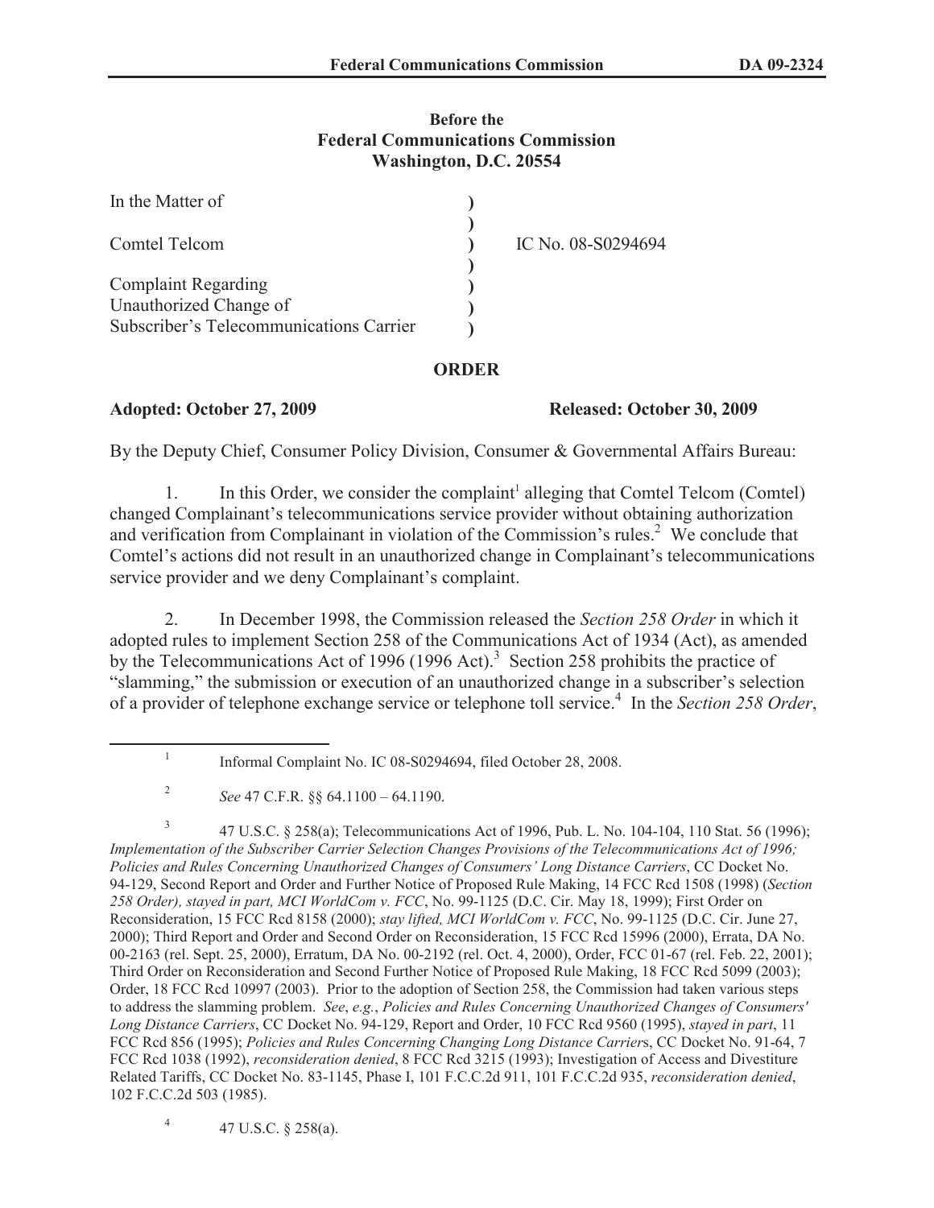**Before the**
**Federal Communications Commission**
**Washington, D.C. 20554**

| | | |
|---|---|---|
| In the Matter of | ) | |
| | ) | |
| Comtel Telcom | ) | IC No. 08-S0294694 |
| | ) | |
| Complaint Regarding | ) | |
| Unauthorized Change of | ) | |
| Subscriber's Telecommunications Carrier | ) | |

**ORDER**

**Adopted: October 27, 2009** **Released: October 30, 2009**

By the Deputy Chief, Consumer Policy Division, Consumer & Governmental Affairs Bureau:

1. In this Order, we consider the complaint[1] alleging that Comtel Telcom (Comtel) changed Complainant's telecommunications service provider without obtaining authorization and verification from Complainant in violation of the Commission's rules.[2] We conclude that Comtel's actions did not result in an unauthorized change in Complainant's telecommunications service provider and we deny Complainant's complaint.

2. In December 1998, the Commission released the *Section 258 Order* in which it adopted rules to implement Section 258 of the Communications Act of 1934 (Act), as amended by the Telecommunications Act of 1996 (1996 Act).[3] Section 258 prohibits the practice of "slamming," the submission or execution of an unauthorized change in a subscriber's selection of a provider of telephone exchange service or telephone toll service.[4] In the *Section 258 Order*,

---

[1] Informal Complaint No. IC 08-S0294694, filed October 28, 2008.

[2] *See* 47 C.F.R. §§ 64.1100 – 64.1190.

[3] 47 U.S.C. § 258(a); Telecommunications Act of 1996, Pub. L. No. 104-104, 110 Stat. 56 (1996); *Implementation of the Subscriber Carrier Selection Changes Provisions of the Telecommunications Act of 1996; Policies and Rules Concerning Unauthorized Changes of Consumers' Long Distance Carriers*, CC Docket No. 94-129, Second Report and Order and Further Notice of Proposed Rule Making, 14 FCC Rcd 1508 (1998) (*Section 258 Order), stayed in part, MCI WorldCom v. FCC*, No. 99-1125 (D.C. Cir. May 18, 1999); First Order on Reconsideration, 15 FCC Rcd 8158 (2000); *stay lifted, MCI WorldCom v. FCC*, No. 99-1125 (D.C. Cir. June 27, 2000); Third Report and Order and Second Order on Reconsideration, 15 FCC Rcd 15996 (2000), Errata, DA No. 00-2163 (rel. Sept. 25, 2000), Erratum, DA No. 00-2192 (rel. Oct. 4, 2000), Order, FCC 01-67 (rel. Feb. 22, 2001); Third Order on Reconsideration and Second Further Notice of Proposed Rule Making, 18 FCC Rcd 5099 (2003); Order, 18 FCC Rcd 10997 (2003). Prior to the adoption of Section 258, the Commission had taken various steps to address the slamming problem. *See*, *e.g.*, *Policies and Rules Concerning Unauthorized Changes of Consumers' Long Distance Carriers*, CC Docket No. 94-129, Report and Order, 10 FCC Rcd 9560 (1995), *stayed in part*, 11 FCC Rcd 856 (1995); *Policies and Rules Concerning Changing Long Distance Carrier*s, CC Docket No. 91-64, 7 FCC Rcd 1038 (1992), *reconsideration denied*, 8 FCC Rcd 3215 (1993); Investigation of Access and Divestiture Related Tariffs, CC Docket No. 83-1145, Phase I, 101 F.C.C.2d 911, 101 F.C.C.2d 935, *reconsideration denied*, 102 F.C.C.2d 503 (1985).

[4] 47 U.S.C. § 258(a).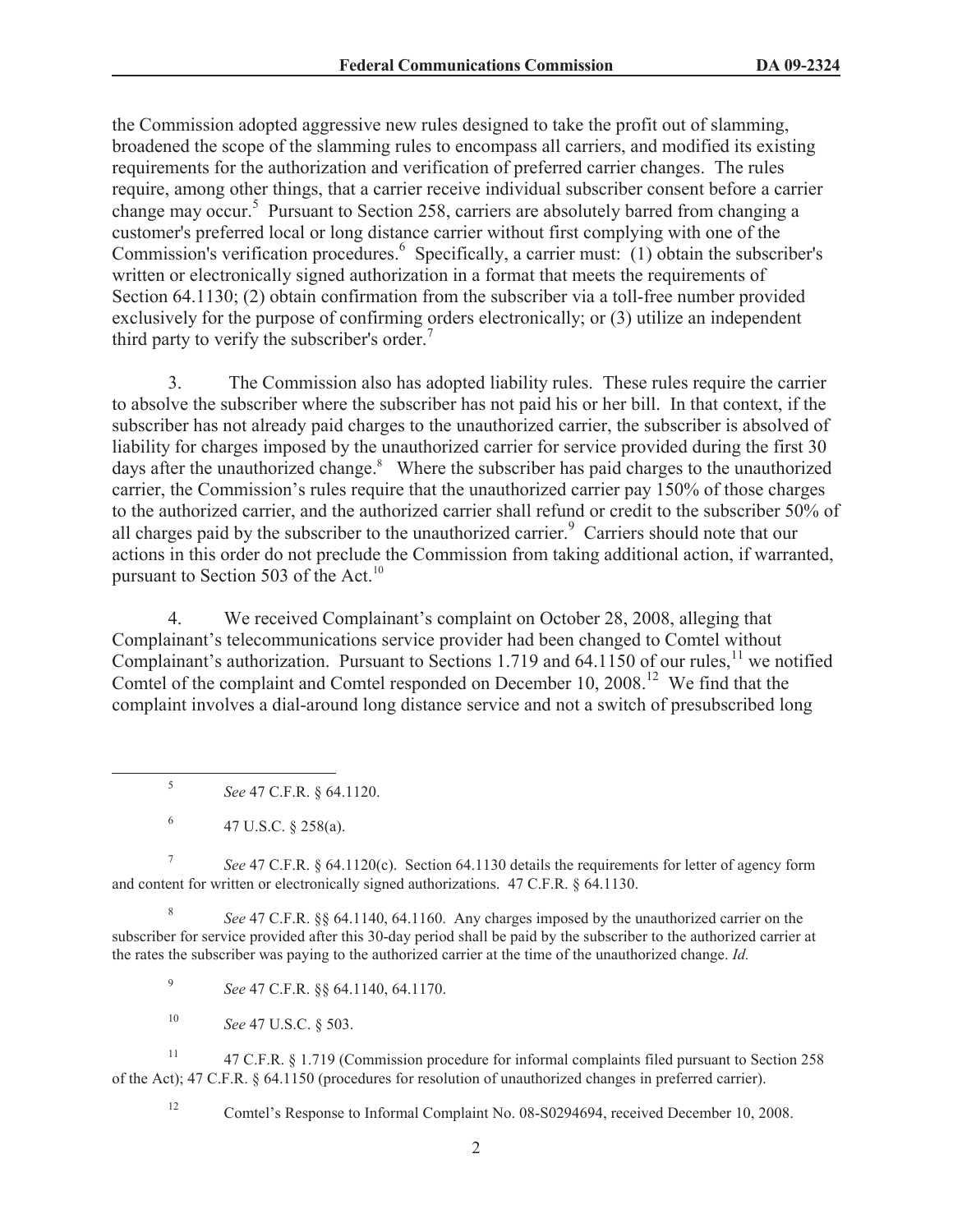the Commission adopted aggressive new rules designed to take the profit out of slamming, broadened the scope of the slamming rules to encompass all carriers, and modified its existing requirements for the authorization and verification of preferred carrier changes. The rules require, among other things, that a carrier receive individual subscriber consent before a carrier change may occur.[5] Pursuant to Section 258, carriers are absolutely barred from changing a customer's preferred local or long distance carrier without first complying with one of the Commission's verification procedures.[6] Specifically, a carrier must: (1) obtain the subscriber's written or electronically signed authorization in a format that meets the requirements of Section 64.1130; (2) obtain confirmation from the subscriber via a toll-free number provided exclusively for the purpose of confirming orders electronically; or (3) utilize an independent third party to verify the subscriber's order.[7]

3. The Commission also has adopted liability rules. These rules require the carrier to absolve the subscriber where the subscriber has not paid his or her bill. In that context, if the subscriber has not already paid charges to the unauthorized carrier, the subscriber is absolved of liability for charges imposed by the unauthorized carrier for service provided during the first 30 days after the unauthorized change.[8] Where the subscriber has paid charges to the unauthorized carrier, the Commission's rules require that the unauthorized carrier pay 150% of those charges to the authorized carrier, and the authorized carrier shall refund or credit to the subscriber 50% of all charges paid by the subscriber to the unauthorized carrier.[9] Carriers should note that our actions in this order do not preclude the Commission from taking additional action, if warranted, pursuant to Section 503 of the Act.[10]

4. We received Complainant's complaint on October 28, 2008, alleging that Complainant's telecommunications service provider had been changed to Comtel without Complainant's authorization. Pursuant to Sections 1.719 and 64.1150 of our rules,[11] we notified Comtel of the complaint and Comtel responded on December 10, 2008.[12] We find that the complaint involves a dial-around long distance service and not a switch of presubscribed long

---

[5] *See* 47 C.F.R. § 64.1120.

[6] 47 U.S.C. § 258(a).

[7] *See* 47 C.F.R. § 64.1120(c). Section 64.1130 details the requirements for letter of agency form and content for written or electronically signed authorizations. 47 C.F.R. § 64.1130.

[8] *See* 47 C.F.R. §§ 64.1140, 64.1160. Any charges imposed by the unauthorized carrier on the subscriber for service provided after this 30-day period shall be paid by the subscriber to the authorized carrier at the rates the subscriber was paying to the authorized carrier at the time of the unauthorized change. *Id.*

[9] *See* 47 C.F.R. §§ 64.1140, 64.1170.

[10] *See* 47 U.S.C. § 503.

[11] 47 C.F.R. § 1.719 (Commission procedure for informal complaints filed pursuant to Section 258 of the Act); 47 C.F.R. § 64.1150 (procedures for resolution of unauthorized changes in preferred carrier).

[12] Comtel's Response to Informal Complaint No. 08-S0294694, received December 10, 2008.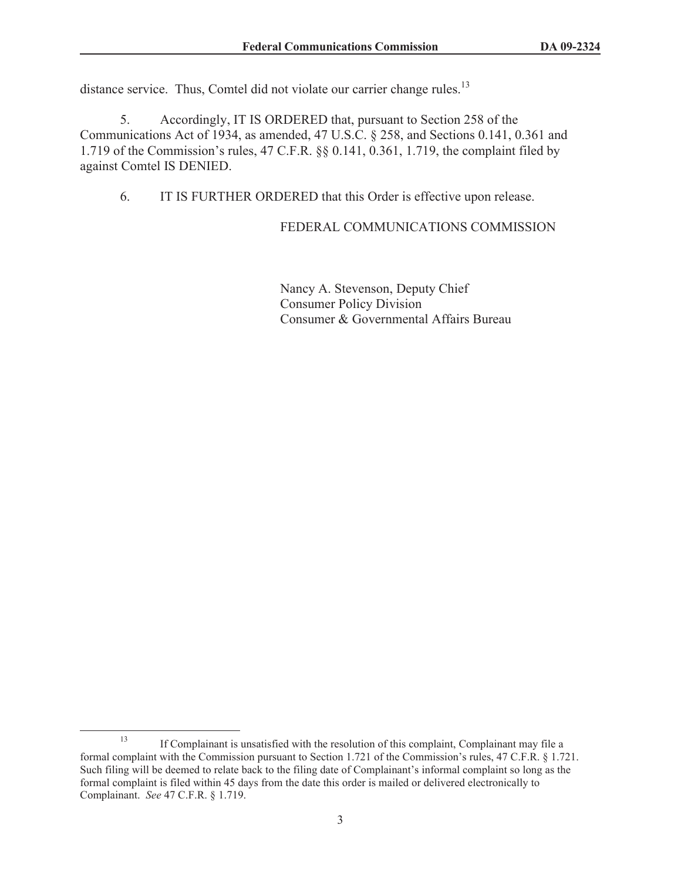distance service. Thus, Comtel did not violate our carrier change rules.[13]

5. Accordingly, IT IS ORDERED that, pursuant to Section 258 of the Communications Act of 1934, as amended, 47 U.S.C. § 258, and Sections 0.141, 0.361 and 1.719 of the Commission's rules, 47 C.F.R. §§ 0.141, 0.361, 1.719, the complaint filed by against Comtel IS DENIED.

6. IT IS FURTHER ORDERED that this Order is effective upon release.

FEDERAL COMMUNICATIONS COMMISSION

Nancy A. Stevenson, Deputy Chief
Consumer Policy Division
Consumer & Governmental Affairs Bureau

---

[13] If Complainant is unsatisfied with the resolution of this complaint, Complainant may file a formal complaint with the Commission pursuant to Section 1.721 of the Commission's rules, 47 C.F.R. § 1.721. Such filing will be deemed to relate back to the filing date of Complainant's informal complaint so long as the formal complaint is filed within 45 days from the date this order is mailed or delivered electronically to Complainant. *See* 47 C.F.R. § 1.719.